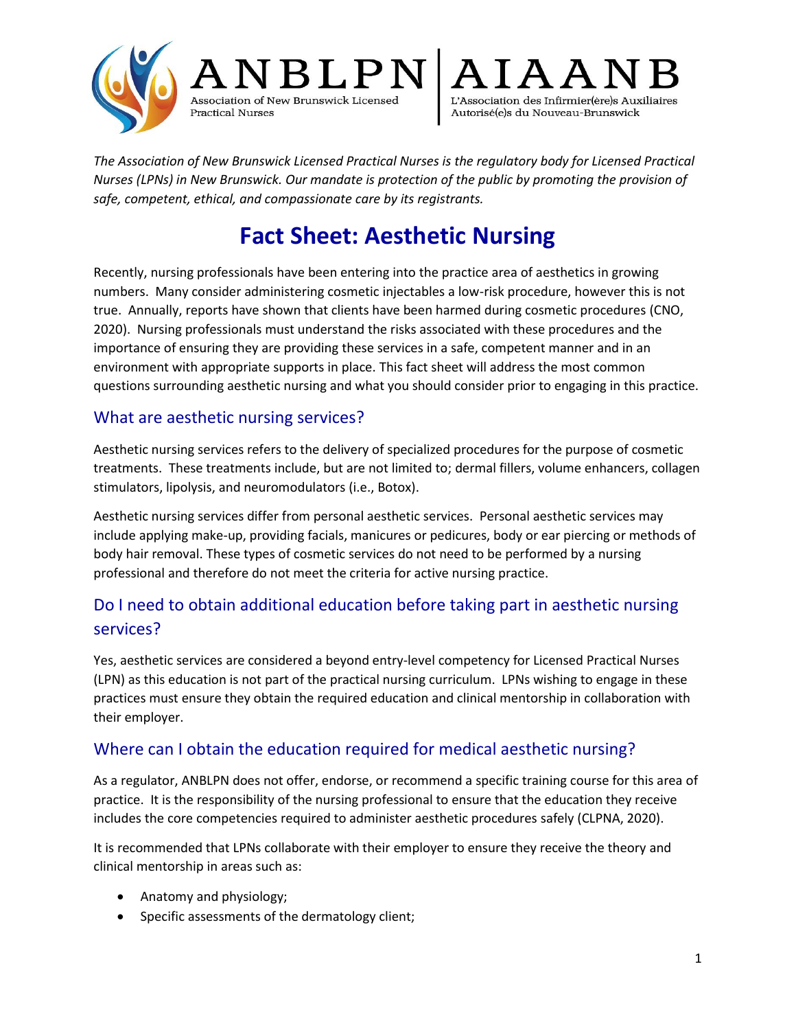ANBLPN Association of New Brunswick Licensed Practical Nurses | AIAANB L'Association des Infirmier(ère)s Auxiliaires Autorisé(e)s du Nouveau-Brunswick

*The Association of New Brunswick Licensed Practical Nurses is the regulatory body for Licensed Practical Nurses (LPNs) in New Brunswick. Our mandate is protection of the public by promoting the provision of safe, competent, ethical, and compassionate care by its registrants.*

# Fact Sheet: Aesthetic Nursing

Recently, nursing professionals have been entering into the practice area of aesthetics in growing numbers. Many consider administering cosmetic injectables a low-risk procedure, however this is not true. Annually, reports have shown that clients have been harmed during cosmetic procedures (CNO, 2020). Nursing professionals must understand the risks associated with these procedures and the importance of ensuring they are providing these services in a safe, competent manner and in an environment with appropriate supports in place. This fact sheet will address the most common questions surrounding aesthetic nursing and what you should consider prior to engaging in this practice.

## What are aesthetic nursing services?

Aesthetic nursing services refers to the delivery of specialized procedures for the purpose of cosmetic treatments. These treatments include, but are not limited to; dermal fillers, volume enhancers, collagen stimulators, lipolysis, and neuromodulators (i.e., Botox).

Aesthetic nursing services differ from personal aesthetic services. Personal aesthetic services may include applying make-up, providing facials, manicures or pedicures, body or ear piercing or methods of body hair removal. These types of cosmetic services do not need to be performed by a nursing professional and therefore do not meet the criteria for active nursing practice.

## Do I need to obtain additional education before taking part in aesthetic nursing services?

Yes, aesthetic services are considered a beyond entry-level competency for Licensed Practical Nurses (LPN) as this education is not part of the practical nursing curriculum. LPNs wishing to engage in these practices must ensure they obtain the required education and clinical mentorship in collaboration with their employer.

## Where can I obtain the education required for medical aesthetic nursing?

As a regulator, ANBLPN does not offer, endorse, or recommend a specific training course for this area of practice. It is the responsibility of the nursing professional to ensure that the education they receive includes the core competencies required to administer aesthetic procedures safely (CLPNA, 2020).

It is recommended that LPNs collaborate with their employer to ensure they receive the theory and clinical mentorship in areas such as:

- Anatomy and physiology;
- Specific assessments of the dermatology client;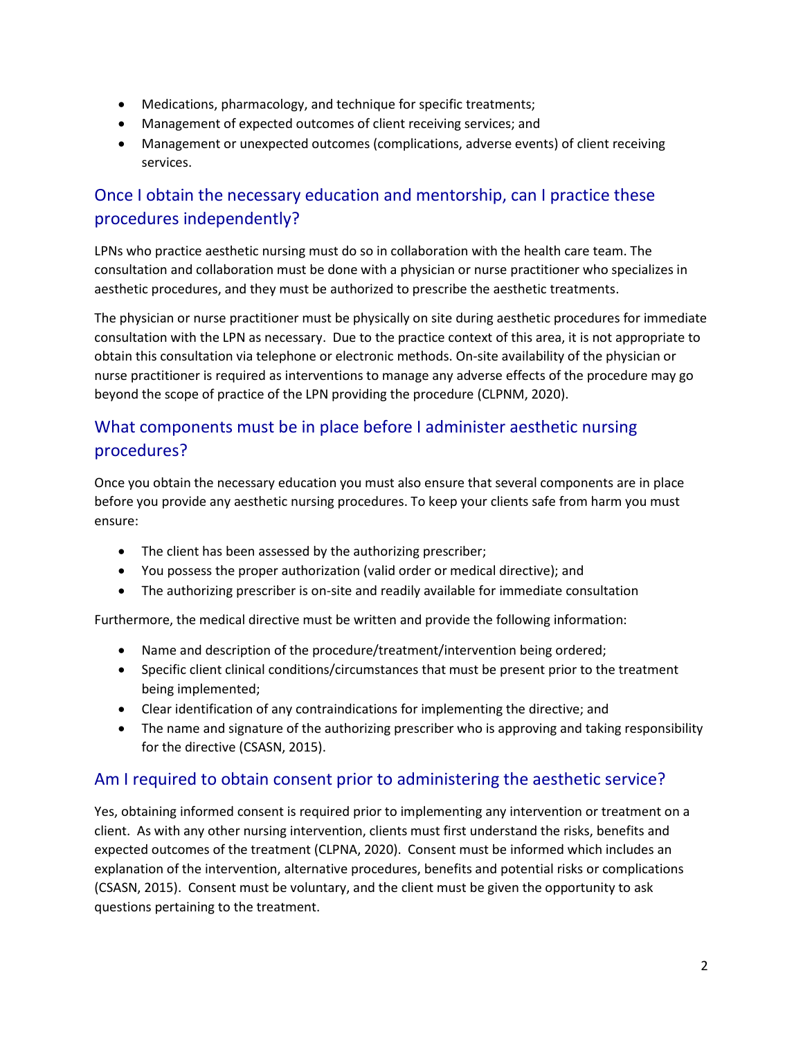- Medications, pharmacology, and technique for specific treatments;
- Management of expected outcomes of client receiving services; and
- Management or unexpected outcomes (complications, adverse events) of client receiving services.

## Once I obtain the necessary education and mentorship, can I practice these procedures independently?

LPNs who practice aesthetic nursing must do so in collaboration with the health care team. The consultation and collaboration must be done with a physician or nurse practitioner who specializes in aesthetic procedures, and they must be authorized to prescribe the aesthetic treatments.

The physician or nurse practitioner must be physically on site during aesthetic procedures for immediate consultation with the LPN as necessary. Due to the practice context of this area, it is not appropriate to obtain this consultation via telephone or electronic methods. On-site availability of the physician or nurse practitioner is required as interventions to manage any adverse effects of the procedure may go beyond the scope of practice of the LPN providing the procedure (CLPNM, 2020).

## What components must be in place before I administer aesthetic nursing procedures?

Once you obtain the necessary education you must also ensure that several components are in place before you provide any aesthetic nursing procedures. To keep your clients safe from harm you must ensure:

- The client has been assessed by the authorizing prescriber;
- You possess the proper authorization (valid order or medical directive); and
- The authorizing prescriber is on-site and readily available for immediate consultation

Furthermore, the medical directive must be written and provide the following information:

- Name and description of the procedure/treatment/intervention being ordered;
- Specific client clinical conditions/circumstances that must be present prior to the treatment being implemented;
- Clear identification of any contraindications for implementing the directive; and
- The name and signature of the authorizing prescriber who is approving and taking responsibility for the directive (CSASN, 2015).

## Am I required to obtain consent prior to administering the aesthetic service?

Yes, obtaining informed consent is required prior to implementing any intervention or treatment on a client. As with any other nursing intervention, clients must first understand the risks, benefits and expected outcomes of the treatment (CLPNA, 2020). Consent must be informed which includes an explanation of the intervention, alternative procedures, benefits and potential risks or complications (CSASN, 2015). Consent must be voluntary, and the client must be given the opportunity to ask questions pertaining to the treatment.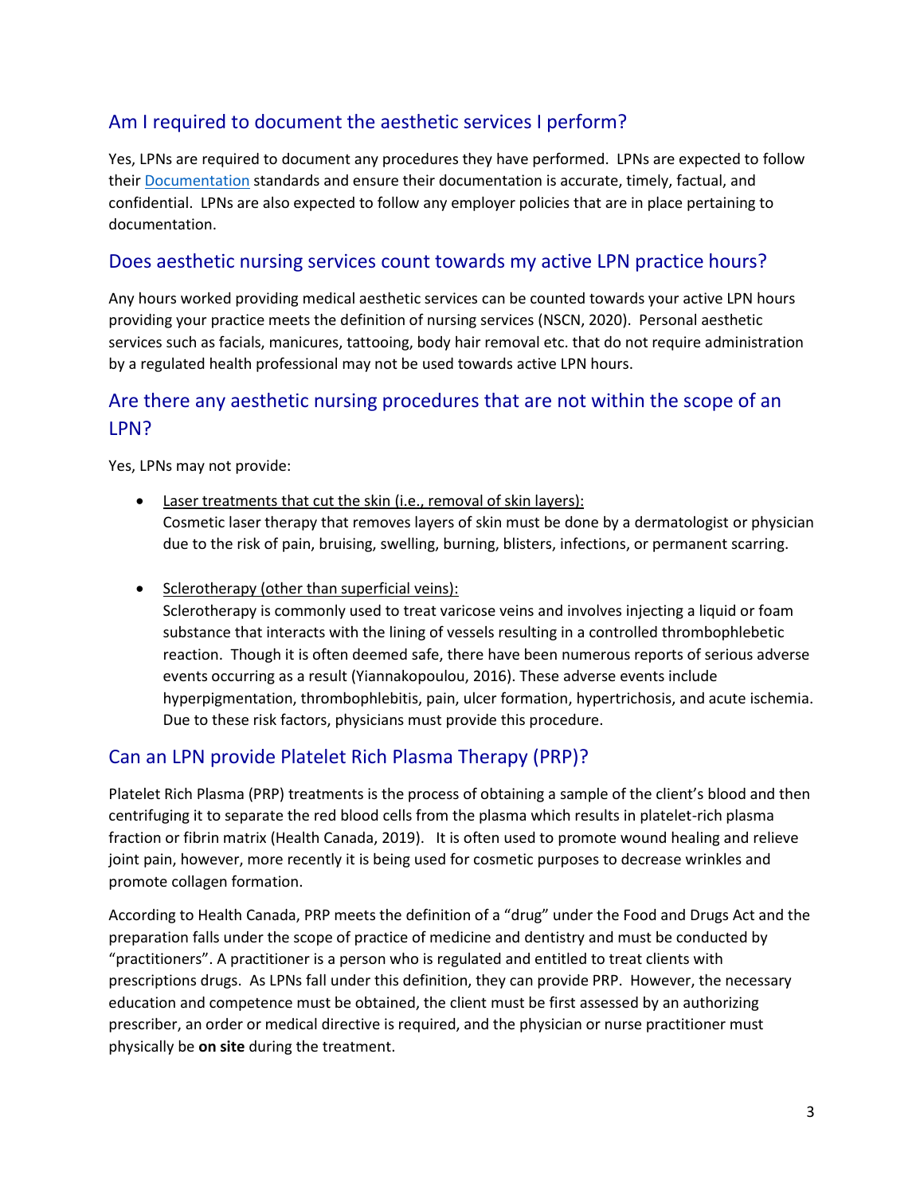## Am I required to document the aesthetic services I perform?

Yes, LPNs are required to document any procedures they have performed. LPNs are expected to follow their Documentation standards and ensure their documentation is accurate, timely, factual, and confidential. LPNs are also expected to follow any employer policies that are in place pertaining to documentation.

## Does aesthetic nursing services count towards my active LPN practice hours?

Any hours worked providing medical aesthetic services can be counted towards your active LPN hours providing your practice meets the definition of nursing services (NSCN, 2020). Personal aesthetic services such as facials, manicures, tattooing, body hair removal etc. that do not require administration by a regulated health professional may not be used towards active LPN hours.

## Are there any aesthetic nursing procedures that are not within the scope of an LPN?

Yes, LPNs may not provide:

- Laser treatments that cut the skin (i.e., removal of skin layers):
  Cosmetic laser therapy that removes layers of skin must be done by a dermatologist or physician due to the risk of pain, bruising, swelling, burning, blisters, infections, or permanent scarring.

- Sclerotherapy (other than superficial veins):
  Sclerotherapy is commonly used to treat varicose veins and involves injecting a liquid or foam substance that interacts with the lining of vessels resulting in a controlled thrombophlebetic reaction. Though it is often deemed safe, there have been numerous reports of serious adverse events occurring as a result (Yiannakopoulou, 2016). These adverse events include hyperpigmentation, thrombophlebitis, pain, ulcer formation, hypertrichosis, and acute ischemia. Due to these risk factors, physicians must provide this procedure.

## Can an LPN provide Platelet Rich Plasma Therapy (PRP)?

Platelet Rich Plasma (PRP) treatments is the process of obtaining a sample of the client's blood and then centrifuging it to separate the red blood cells from the plasma which results in platelet-rich plasma fraction or fibrin matrix (Health Canada, 2019). It is often used to promote wound healing and relieve joint pain, however, more recently it is being used for cosmetic purposes to decrease wrinkles and promote collagen formation.

According to Health Canada, PRP meets the definition of a "drug" under the Food and Drugs Act and the preparation falls under the scope of practice of medicine and dentistry and must be conducted by "practitioners". A practitioner is a person who is regulated and entitled to treat clients with prescriptions drugs. As LPNs fall under this definition, they can provide PRP. However, the necessary education and competence must be obtained, the client must be first assessed by an authorizing prescriber, an order or medical directive is required, and the physician or nurse practitioner must physically be **on site** during the treatment.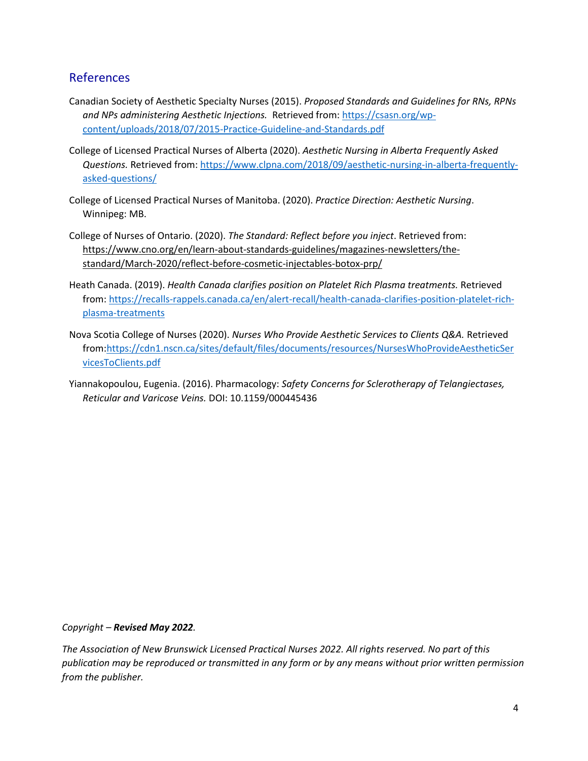## References

Canadian Society of Aesthetic Specialty Nurses (2015). *Proposed Standards and Guidelines for RNs, RPNs and NPs administering Aesthetic Injections.* Retrieved from: https://csasn.org/wp-content/uploads/2018/07/2015-Practice-Guideline-and-Standards.pdf

College of Licensed Practical Nurses of Alberta (2020). *Aesthetic Nursing in Alberta Frequently Asked Questions.* Retrieved from: https://www.clpna.com/2018/09/aesthetic-nursing-in-alberta-frequently-asked-questions/

College of Licensed Practical Nurses of Manitoba. (2020). *Practice Direction: Aesthetic Nursing*. Winnipeg: MB.

College of Nurses of Ontario. (2020). *The Standard: Reflect before you inject*. Retrieved from: https://www.cno.org/en/learn-about-standards-guidelines/magazines-newsletters/the-standard/March-2020/reflect-before-cosmetic-injectables-botox-prp/

Heath Canada. (2019). *Health Canada clarifies position on Platelet Rich Plasma treatments.* Retrieved from: https://recalls-rappels.canada.ca/en/alert-recall/health-canada-clarifies-position-platelet-rich-plasma-treatments

Nova Scotia College of Nurses (2020). *Nurses Who Provide Aesthetic Services to Clients Q&A.* Retrieved from:https://cdn1.nscn.ca/sites/default/files/documents/resources/NursesWhoProvideAestheticServicesToClients.pdf

Yiannakopoulou, Eugenia. (2016). Pharmacology: *Safety Concerns for Sclerotherapy of Telangiectases, Reticular and Varicose Veins.* DOI: 10.1159/000445436

*Copyright – **Revised May 2022**.*

*The Association of New Brunswick Licensed Practical Nurses 2022. All rights reserved. No part of this publication may be reproduced or transmitted in any form or by any means without prior written permission from the publisher.*